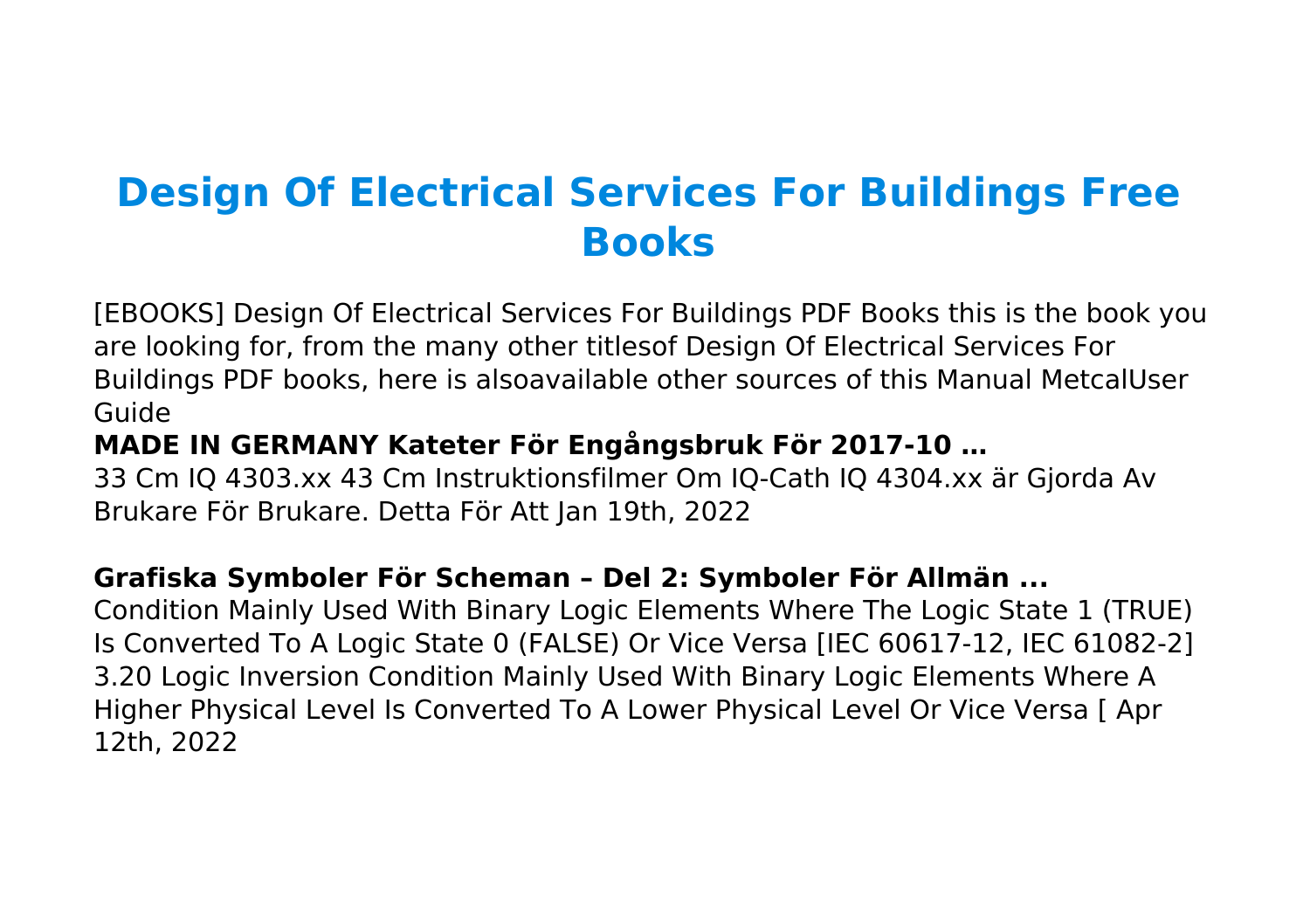# Design Of Electrical Services For Buildings Free Books

[EBOOKS] Design Of Electrical Services For Buildings PDF Books this is the book you are looking for, from the many other titlesof Design Of Electrical Services For Buildings PDF books, here is alsoavailable other sources of this Manual MetcalUser Guide

**MADE IN GERMANY Kateter För Engångsbruk För 2017-10 …**

33 Cm IQ 4303.xx 43 Cm Instruktionsfilmer Om IQ-Cath IQ 4304.xx är Gjorda Av Brukare För Brukare. Detta För Att Jan 19th, 2022

**Grafiska Symboler För Scheman – Del 2: Symboler För Allmän ...**

Condition Mainly Used With Binary Logic Elements Where The Logic State 1 (TRUE) Is Converted To A Logic State 0 (FALSE) Or Vice Versa [IEC 60617-12, IEC 61082-2] 3.20 Logic Inversion Condition Mainly Used With Binary Logic Elements Where A Higher Physical Level Is Converted To A Lower Physical Level Or Vice Versa [ Apr 12th, 2022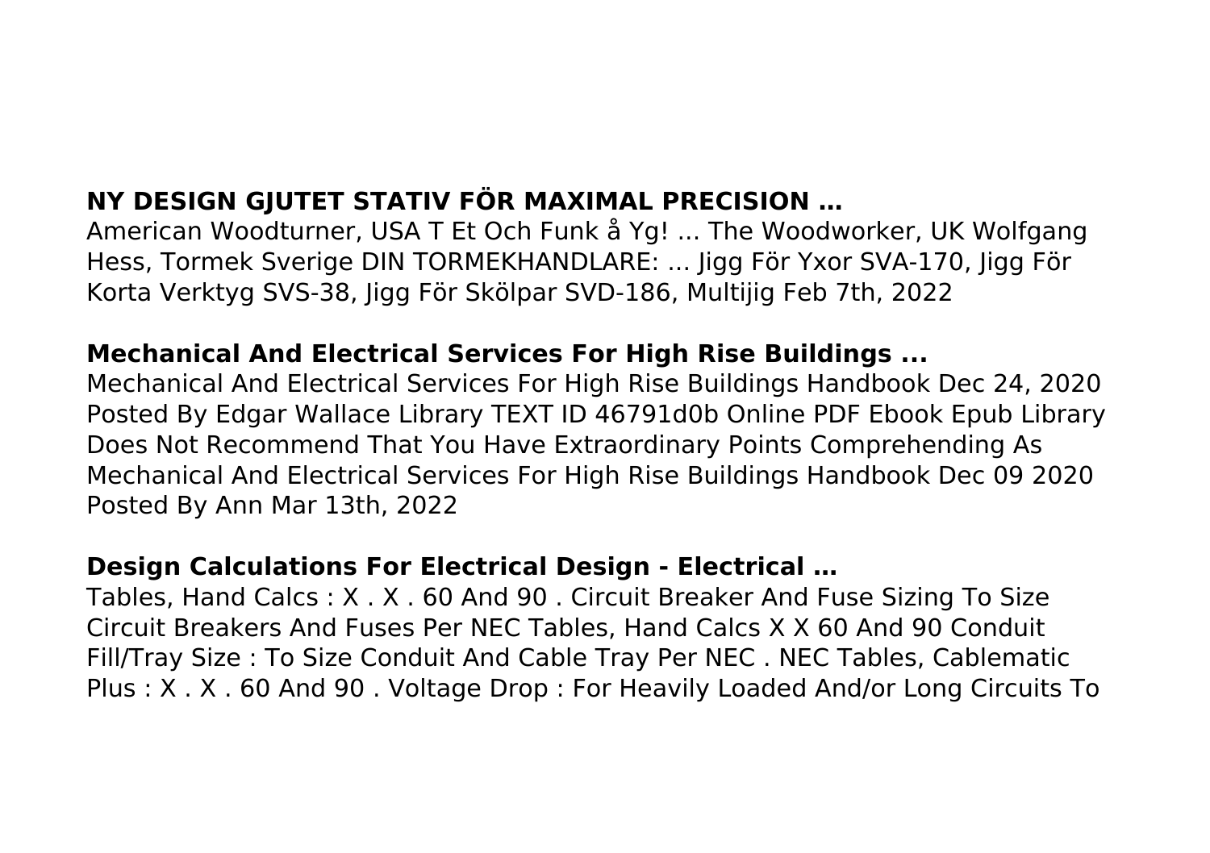**NY DESIGN GJUTET STATIV FÖR MAXIMAL PRECISION …**

American Woodturner, USA T Et Och Funk å Yg! ... The Woodworker, UK Wolfgang Hess, Tormek Sverige DIN TORMEKHANDLARE: ... Jigg För Yxor SVA-170, Jigg För Korta Verktyg SVS-38, Jigg För Skölpar SVD-186, Multijig Feb 7th, 2022

**Mechanical And Electrical Services For High Rise Buildings ...**

Mechanical And Electrical Services For High Rise Buildings Handbook Dec 24, 2020 Posted By Edgar Wallace Library TEXT ID 46791d0b Online PDF Ebook Epub Library Does Not Recommend That You Have Extraordinary Points Comprehending As Mechanical And Electrical Services For High Rise Buildings Handbook Dec 09 2020 Posted By Ann Mar 13th, 2022

**Design Calculations For Electrical Design - Electrical …**

Tables, Hand Calcs : X . X . 60 And 90 . Circuit Breaker And Fuse Sizing To Size Circuit Breakers And Fuses Per NEC Tables, Hand Calcs X X 60 And 90 Conduit Fill/Tray Size : To Size Conduit And Cable Tray Per NEC . NEC Tables, Cablematic Plus : X . X . 60 And 90 . Voltage Drop : For Heavily Loaded And/or Long Circuits To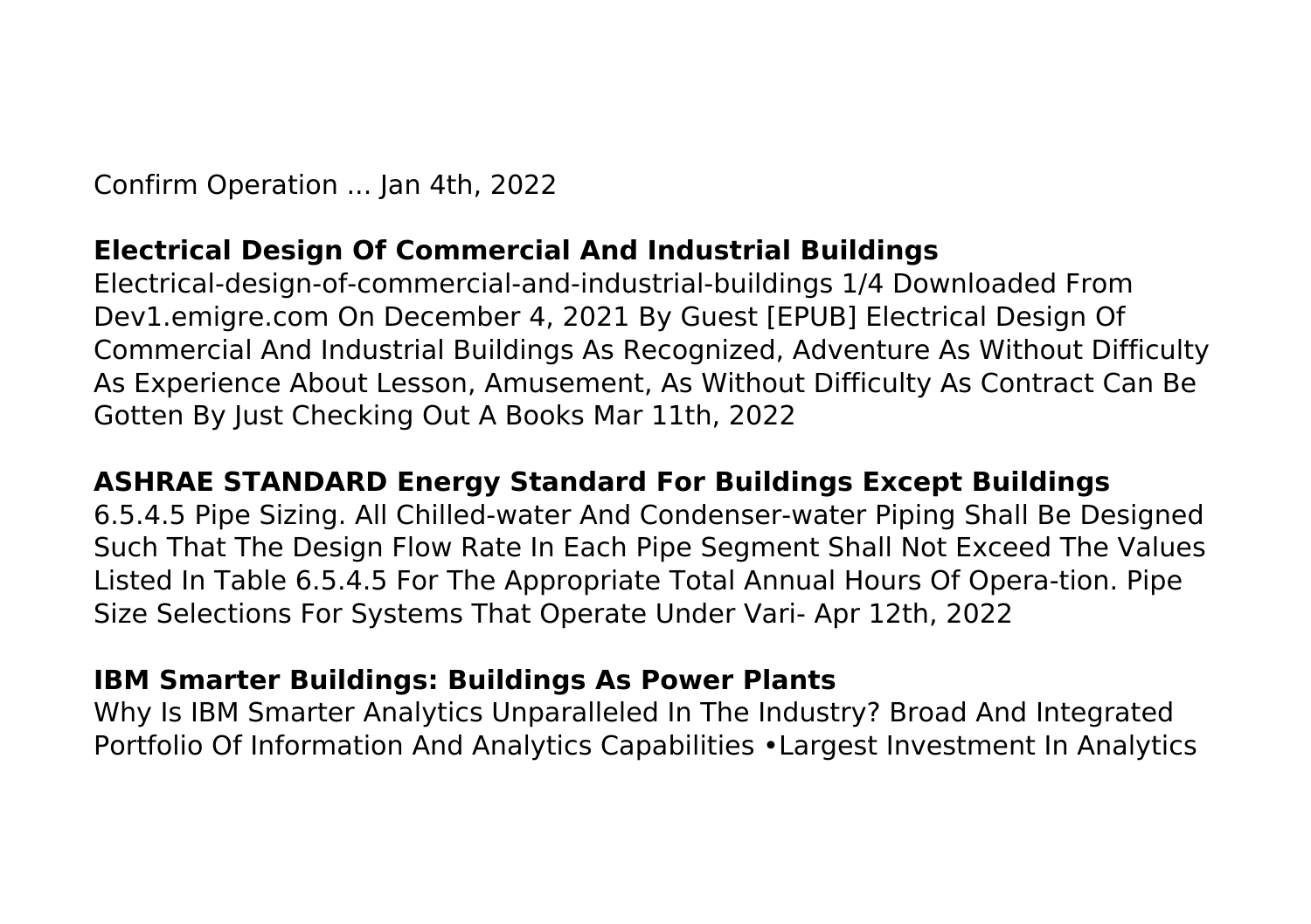Confirm Operation ... Jan 4th, 2022

**Electrical Design Of Commercial And Industrial Buildings**

Electrical-design-of-commercial-and-industrial-buildings 1/4 Downloaded From Dev1.emigre.com On December 4, 2021 By Guest [EPUB] Electrical Design Of Commercial And Industrial Buildings As Recognized, Adventure As Without Difficulty As Experience About Lesson, Amusement, As Without Difficulty As Contract Can Be Gotten By Just Checking Out A Books Mar 11th, 2022

**ASHRAE STANDARD Energy Standard For Buildings Except Buildings**

6.5.4.5 Pipe Sizing. All Chilled-water And Condenser-water Piping Shall Be Designed Such That The Design Flow Rate In Each Pipe Segment Shall Not Exceed The Values Listed In Table 6.5.4.5 For The Appropriate Total Annual Hours Of Opera-tion. Pipe Size Selections For Systems That Operate Under Vari- Apr 12th, 2022

**IBM Smarter Buildings: Buildings As Power Plants**

Why Is IBM Smarter Analytics Unparalleled In The Industry? Broad And Integrated Portfolio Of Information And Analytics Capabilities •Largest Investment In Analytics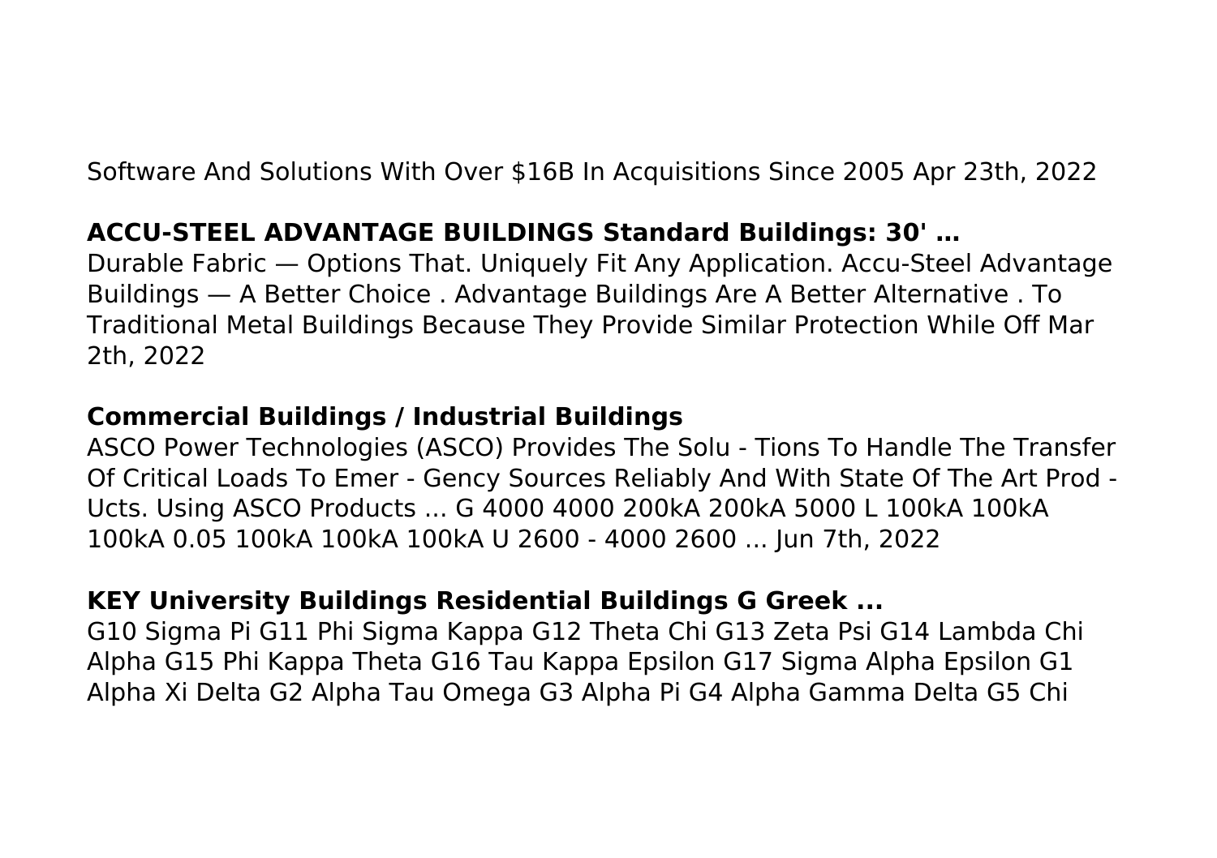Software And Solutions With Over $16B In Acquisitions Since 2005 Apr 23th, 2022

**ACCU-STEEL ADVANTAGE BUILDINGS Standard Buildings: 30' …**

Durable Fabric — Options That. Uniquely Fit Any Application. Accu-Steel Advantage Buildings — A Better Choice . Advantage Buildings Are A Better Alternative . To Traditional Metal Buildings Because They Provide Similar Protection While Off Mar 2th, 2022

**Commercial Buildings / Industrial Buildings**

ASCO Power Technologies (ASCO) Provides The Solu - Tions To Handle The Transfer Of Critical Loads To Emer - Gency Sources Reliably And With State Of The Art Prod - Ucts. Using ASCO Products ... G 4000 4000 200kA 200kA 5000 L 100kA 100kA 100kA 0.05 100kA 100kA 100kA U 2600 - 4000 2600 ... Jun 7th, 2022

**KEY University Buildings Residential Buildings G Greek ...**

G10 Sigma Pi G11 Phi Sigma Kappa G12 Theta Chi G13 Zeta Psi G14 Lambda Chi Alpha G15 Phi Kappa Theta G16 Tau Kappa Epsilon G17 Sigma Alpha Epsilon G1 Alpha Xi Delta G2 Alpha Tau Omega G3 Alpha Pi G4 Alpha Gamma Delta G5 Chi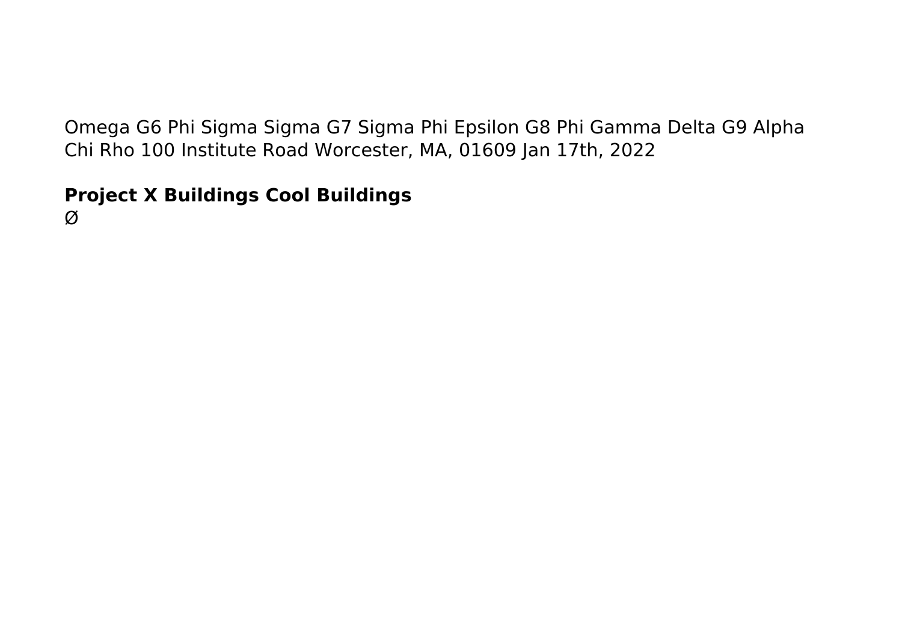Omega G6 Phi Sigma Sigma G7 Sigma Phi Epsilon G8 Phi Gamma Delta G9 Alpha Chi Rho 100 Institute Road Worcester, MA, 01609 Jan 17th, 2022

**Project X Buildings Cool Buildings**

Ø